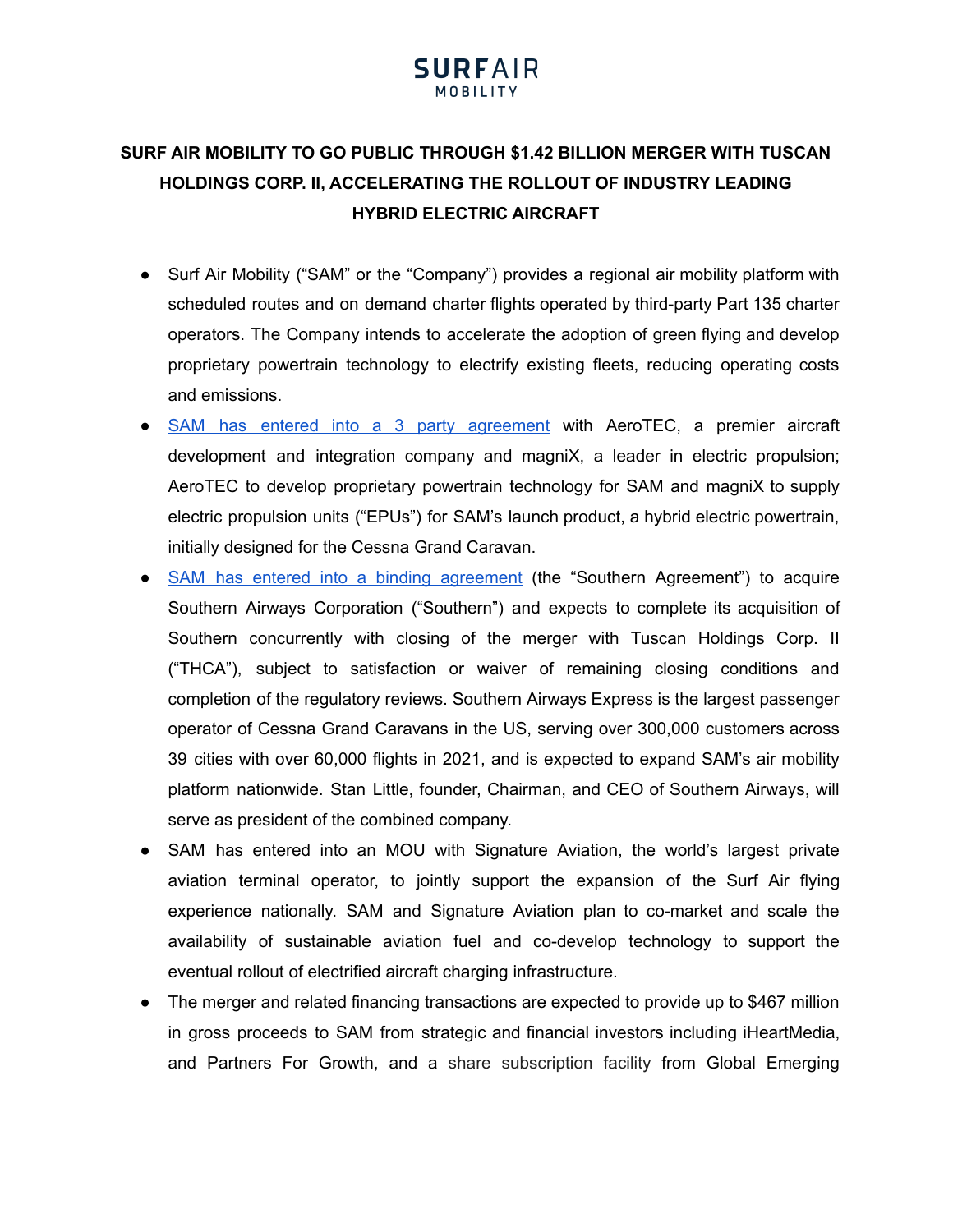# SURFAIR MOBILITY

## SURF AIR MOBILITY TO GO PUBLIC THROUGH $1.42 BILLION MERGER WITH TUSCAN HOLDINGS CORP. II, ACCELERATING THE ROLLOUT OF INDUSTRY LEADING HYBRID ELECTRIC AIRCRAFT

- Surf Air Mobility ("SAM" or the "Company") provides a regional air mobility platform with scheduled routes and on demand charter flights operated by third-party Part 135 charter operators. The Company intends to accelerate the adoption of green flying and develop proprietary powertrain technology to electrify existing fleets, reducing operating costs and emissions.
- SAM has entered into a 3 party agreement with AeroTEC, a premier aircraft development and integration company and magniX, a leader in electric propulsion; AeroTEC to develop proprietary powertrain technology for SAM and magniX to supply electric propulsion units ("EPUs") for SAM's launch product, a hybrid electric powertrain, initially designed for the Cessna Grand Caravan.
- SAM has entered into a binding agreement (the "Southern Agreement") to acquire Southern Airways Corporation ("Southern") and expects to complete its acquisition of Southern concurrently with closing of the merger with Tuscan Holdings Corp. II ("THCA"), subject to satisfaction or waiver of remaining closing conditions and completion of the regulatory reviews. Southern Airways Express is the largest passenger operator of Cessna Grand Caravans in the US, serving over 300,000 customers across 39 cities with over 60,000 flights in 2021, and is expected to expand SAM's air mobility platform nationwide. Stan Little, founder, Chairman, and CEO of Southern Airways, will serve as president of the combined company.
- SAM has entered into an MOU with Signature Aviation, the world's largest private aviation terminal operator, to jointly support the expansion of the Surf Air flying experience nationally. SAM and Signature Aviation plan to co-market and scale the availability of sustainable aviation fuel and co-develop technology to support the eventual rollout of electrified aircraft charging infrastructure.
- The merger and related financing transactions are expected to provide up to $467 million in gross proceeds to SAM from strategic and financial investors including iHeartMedia, and Partners For Growth, and a share subscription facility from Global Emerging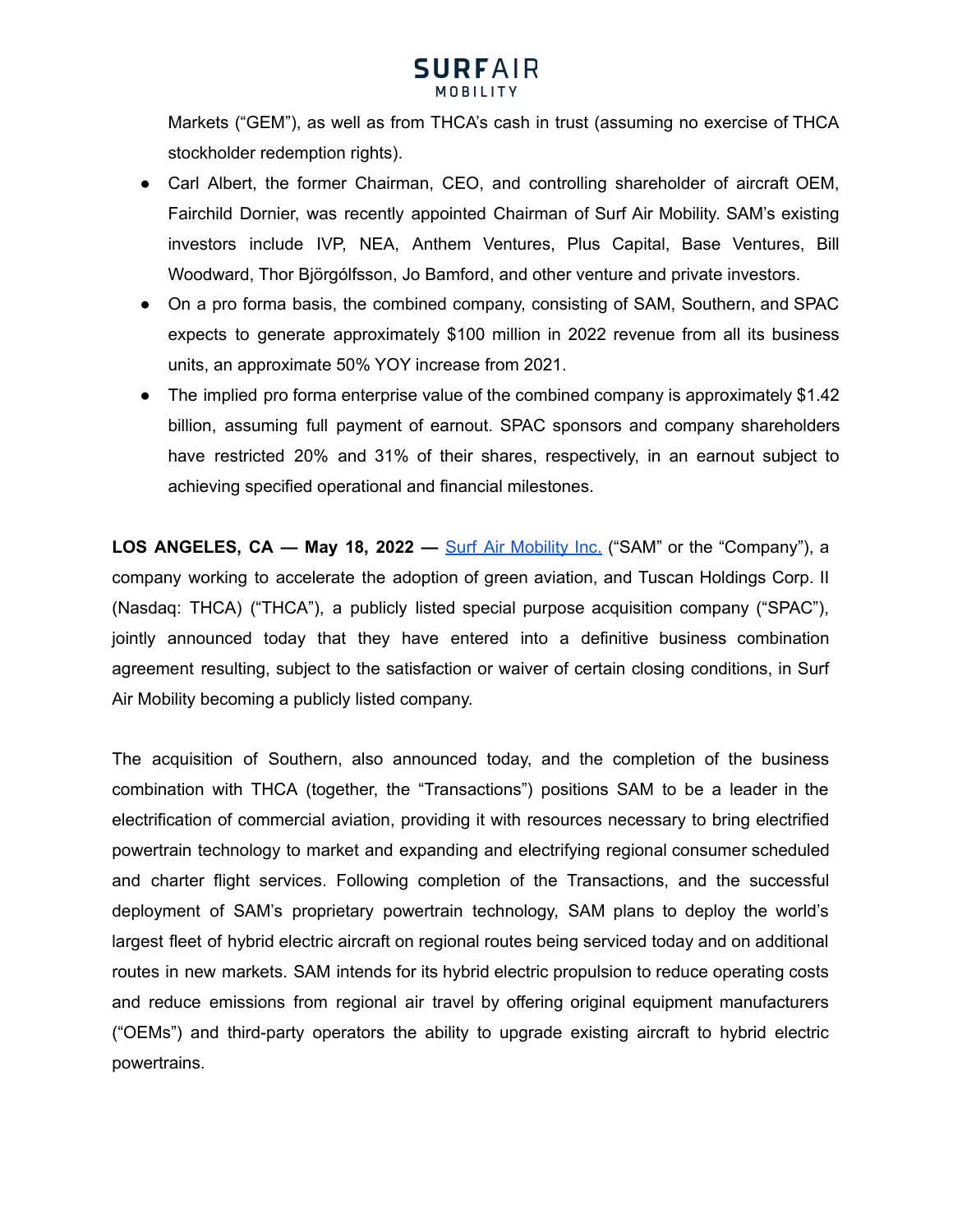Markets ("GEM"), as well as from THCA's cash in trust (assuming no exercise of THCA stockholder redemption rights).

- Carl Albert, the former Chairman, CEO, and controlling shareholder of aircraft OEM, Fairchild Dornier, was recently appointed Chairman of Surf Air Mobility. SAM's existing investors include IVP, NEA, Anthem Ventures, Plus Capital, Base Ventures, Bill Woodward, Thor Björgólfsson, Jo Bamford, and other venture and private investors.
- On a pro forma basis, the combined company, consisting of SAM, Southern, and SPAC expects to generate approximately $100 million in 2022 revenue from all its business units, an approximate 50% YOY increase from 2021.
- The implied pro forma enterprise value of the combined company is approximately $1.42 billion, assuming full payment of earnout. SPAC sponsors and company shareholders have restricted 20% and 31% of their shares, respectively, in an earnout subject to achieving specified operational and financial milestones.

**LOS ANGELES, CA — May 18, 2022 —** Surf Air Mobility Inc. ("SAM" or the "Company"), a company working to accelerate the adoption of green aviation, and Tuscan Holdings Corp. II (Nasdaq: THCA) ("THCA"), a publicly listed special purpose acquisition company ("SPAC"), jointly announced today that they have entered into a definitive business combination agreement resulting, subject to the satisfaction or waiver of certain closing conditions, in Surf Air Mobility becoming a publicly listed company.

The acquisition of Southern, also announced today, and the completion of the business combination with THCA (together, the "Transactions") positions SAM to be a leader in the electrification of commercial aviation, providing it with resources necessary to bring electrified powertrain technology to market and expanding and electrifying regional consumer scheduled and charter flight services. Following completion of the Transactions, and the successful deployment of SAM's proprietary powertrain technology, SAM plans to deploy the world's largest fleet of hybrid electric aircraft on regional routes being serviced today and on additional routes in new markets. SAM intends for its hybrid electric propulsion to reduce operating costs and reduce emissions from regional air travel by offering original equipment manufacturers ("OEMs") and third-party operators the ability to upgrade existing aircraft to hybrid electric powertrains.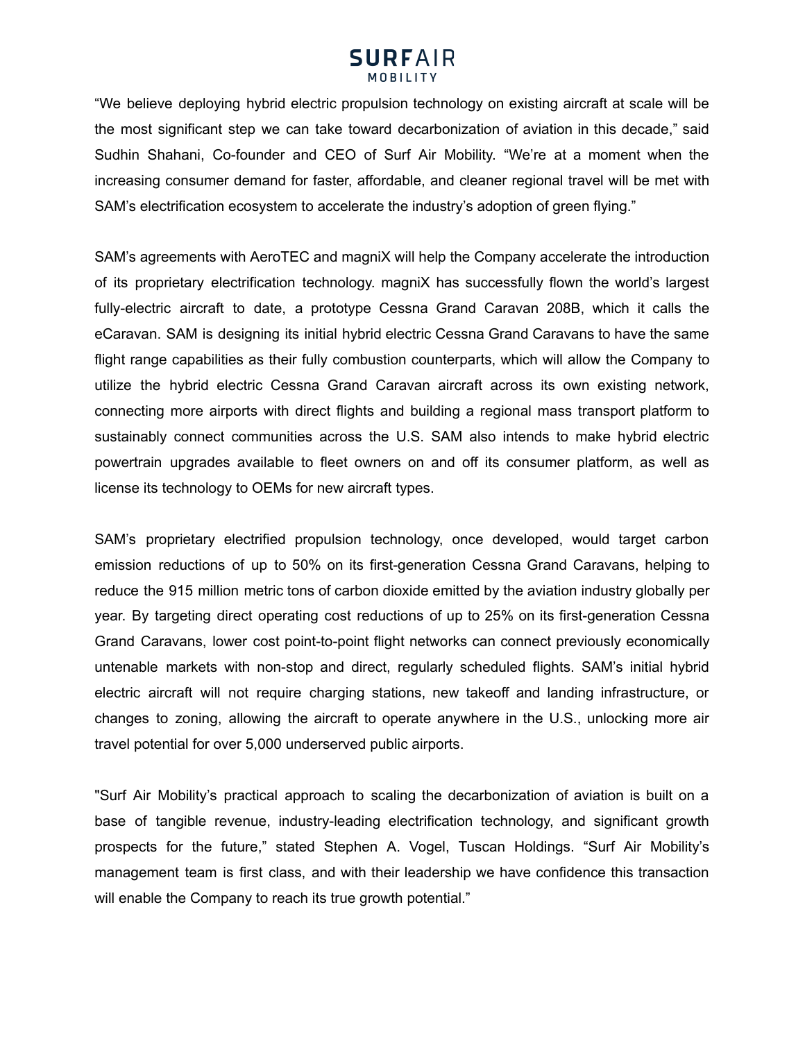“We believe deploying hybrid electric propulsion technology on existing aircraft at scale will be the most significant step we can take toward decarbonization of aviation in this decade,” said Sudhin Shahani, Co-founder and CEO of Surf Air Mobility. “We’re at a moment when the increasing consumer demand for faster, affordable, and cleaner regional travel will be met with SAM’s electrification ecosystem to accelerate the industry’s adoption of green flying.”

SAM’s agreements with AeroTEC and magniX will help the Company accelerate the introduction of its proprietary electrification technology. magniX has successfully flown the world’s largest fully-electric aircraft to date, a prototype Cessna Grand Caravan 208B, which it calls the eCaravan. SAM is designing its initial hybrid electric Cessna Grand Caravans to have the same flight range capabilities as their fully combustion counterparts, which will allow the Company to utilize the hybrid electric Cessna Grand Caravan aircraft across its own existing network, connecting more airports with direct flights and building a regional mass transport platform to sustainably connect communities across the U.S. SAM also intends to make hybrid electric powertrain upgrades available to fleet owners on and off its consumer platform, as well as license its technology to OEMs for new aircraft types.

SAM’s proprietary electrified propulsion technology, once developed, would target carbon emission reductions of up to 50% on its first-generation Cessna Grand Caravans, helping to reduce the 915 million metric tons of carbon dioxide emitted by the aviation industry globally per year. By targeting direct operating cost reductions of up to 25% on its first-generation Cessna Grand Caravans, lower cost point-to-point flight networks can connect previously economically untenable markets with non-stop and direct, regularly scheduled flights. SAM’s initial hybrid electric aircraft will not require charging stations, new takeoff and landing infrastructure, or changes to zoning, allowing the aircraft to operate anywhere in the U.S., unlocking more air travel potential for over 5,000 underserved public airports.

"Surf Air Mobility’s practical approach to scaling the decarbonization of aviation is built on a base of tangible revenue, industry-leading electrification technology, and significant growth prospects for the future,” stated Stephen A. Vogel, Tuscan Holdings. “Surf Air Mobility’s management team is first class, and with their leadership we have confidence this transaction will enable the Company to reach its true growth potential.”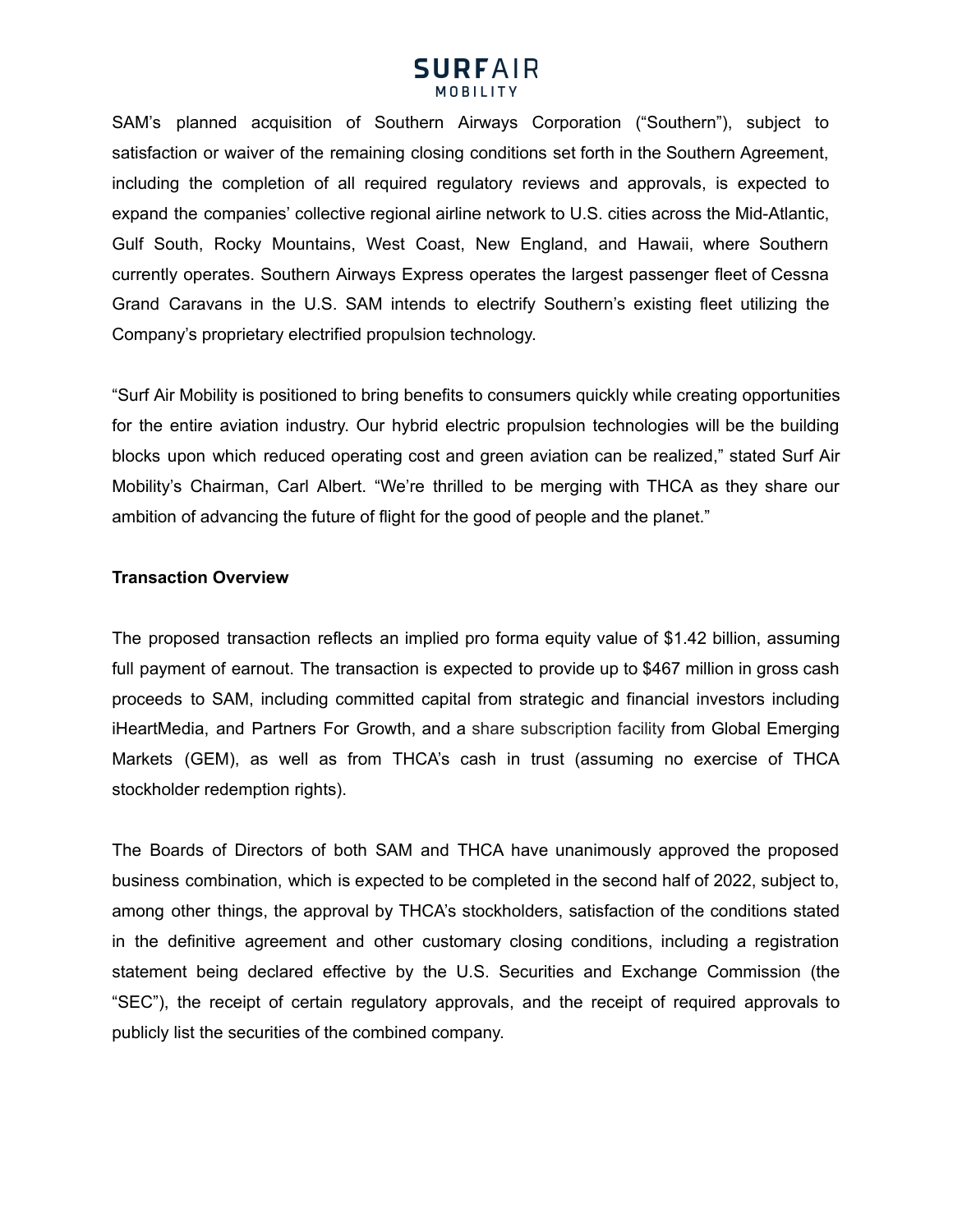SAM's planned acquisition of Southern Airways Corporation ("Southern"), subject to satisfaction or waiver of the remaining closing conditions set forth in the Southern Agreement, including the completion of all required regulatory reviews and approvals, is expected to expand the companies' collective regional airline network to U.S. cities across the Mid-Atlantic, Gulf South, Rocky Mountains, West Coast, New England, and Hawaii, where Southern currently operates. Southern Airways Express operates the largest passenger fleet of Cessna Grand Caravans in the U.S. SAM intends to electrify Southern's existing fleet utilizing the Company's proprietary electrified propulsion technology.

"Surf Air Mobility is positioned to bring benefits to consumers quickly while creating opportunities for the entire aviation industry. Our hybrid electric propulsion technologies will be the building blocks upon which reduced operating cost and green aviation can be realized," stated Surf Air Mobility's Chairman, Carl Albert. "We're thrilled to be merging with THCA as they share our ambition of advancing the future of flight for the good of people and the planet."

**Transaction Overview**

The proposed transaction reflects an implied pro forma equity value of $1.42 billion, assuming full payment of earnout. The transaction is expected to provide up to $467 million in gross cash proceeds to SAM, including committed capital from strategic and financial investors including iHeartMedia, and Partners For Growth, and a share subscription facility from Global Emerging Markets (GEM), as well as from THCA's cash in trust (assuming no exercise of THCA stockholder redemption rights).

The Boards of Directors of both SAM and THCA have unanimously approved the proposed business combination, which is expected to be completed in the second half of 2022, subject to, among other things, the approval by THCA's stockholders, satisfaction of the conditions stated in the definitive agreement and other customary closing conditions, including a registration statement being declared effective by the U.S. Securities and Exchange Commission (the "SEC"), the receipt of certain regulatory approvals, and the receipt of required approvals to publicly list the securities of the combined company.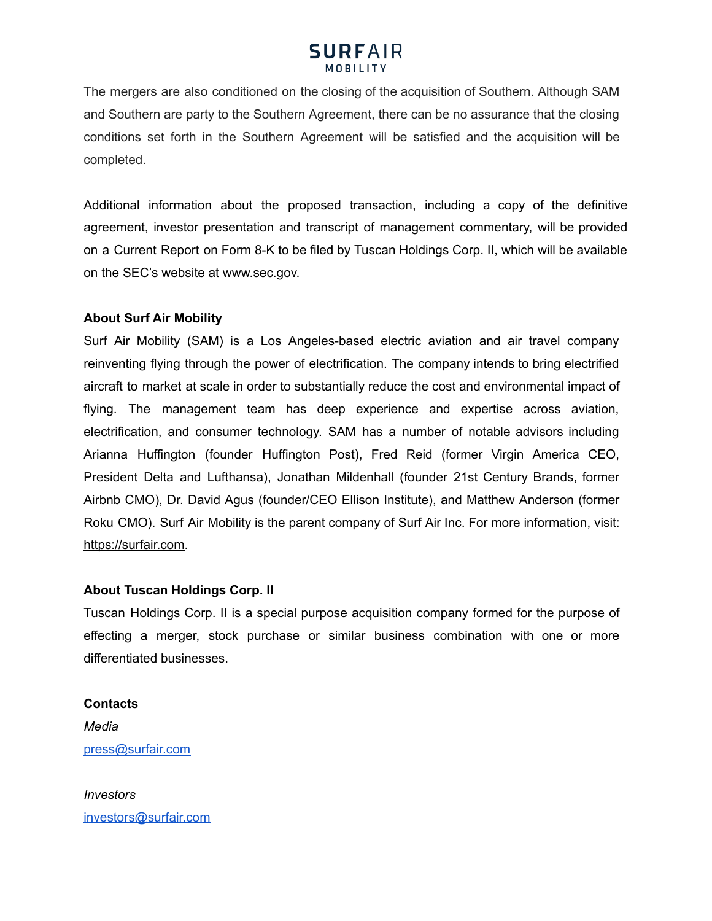The mergers are also conditioned on the closing of the acquisition of Southern. Although SAM and Southern are party to the Southern Agreement, there can be no assurance that the closing conditions set forth in the Southern Agreement will be satisfied and the acquisition will be completed.

Additional information about the proposed transaction, including a copy of the definitive agreement, investor presentation and transcript of management commentary, will be provided on a Current Report on Form 8-K to be filed by Tuscan Holdings Corp. II, which will be available on the SEC's website at www.sec.gov.

**About Surf Air Mobility**

Surf Air Mobility (SAM) is a Los Angeles-based electric aviation and air travel company reinventing flying through the power of electrification. The company intends to bring electrified aircraft to market at scale in order to substantially reduce the cost and environmental impact of flying. The management team has deep experience and expertise across aviation, electrification, and consumer technology. SAM has a number of notable advisors including Arianna Huffington (founder Huffington Post), Fred Reid (former Virgin America CEO, President Delta and Lufthansa), Jonathan Mildenhall (founder 21st Century Brands, former Airbnb CMO), Dr. David Agus (founder/CEO Ellison Institute), and Matthew Anderson (former Roku CMO). Surf Air Mobility is the parent company of Surf Air Inc. For more information, visit: https://surfair.com.

**About Tuscan Holdings Corp. II**

Tuscan Holdings Corp. II is a special purpose acquisition company formed for the purpose of effecting a merger, stock purchase or similar business combination with one or more differentiated businesses.

**Contacts**

*Media*

press@surfair.com

*Investors*

investors@surfair.com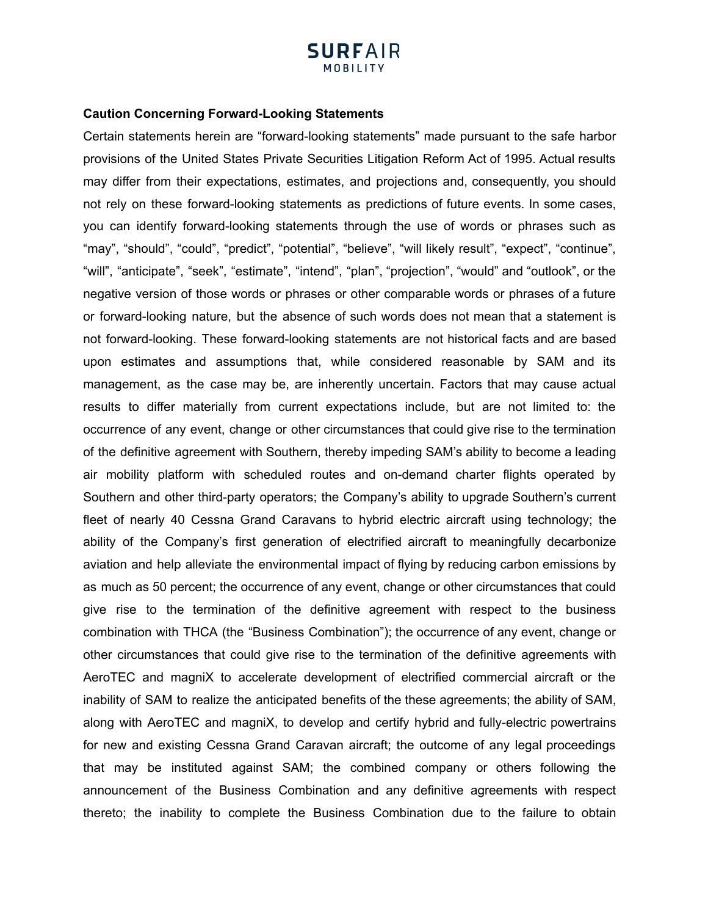**Caution Concerning Forward-Looking Statements**

Certain statements herein are “forward-looking statements” made pursuant to the safe harbor provisions of the United States Private Securities Litigation Reform Act of 1995. Actual results may differ from their expectations, estimates, and projections and, consequently, you should not rely on these forward-looking statements as predictions of future events. In some cases, you can identify forward-looking statements through the use of words or phrases such as “may”, “should”, “could”, “predict”, “potential”, “believe”, “will likely result”, “expect”, “continue”, “will”, “anticipate”, “seek”, “estimate”, “intend”, “plan”, “projection”, “would” and “outlook”, or the negative version of those words or phrases or other comparable words or phrases of a future or forward-looking nature, but the absence of such words does not mean that a statement is not forward-looking. These forward-looking statements are not historical facts and are based upon estimates and assumptions that, while considered reasonable by SAM and its management, as the case may be, are inherently uncertain. Factors that may cause actual results to differ materially from current expectations include, but are not limited to: the occurrence of any event, change or other circumstances that could give rise to the termination of the definitive agreement with Southern, thereby impeding SAM’s ability to become a leading air mobility platform with scheduled routes and on-demand charter flights operated by Southern and other third-party operators; the Company’s ability to upgrade Southern’s current fleet of nearly 40 Cessna Grand Caravans to hybrid electric aircraft using technology; the ability of the Company’s first generation of electrified aircraft to meaningfully decarbonize aviation and help alleviate the environmental impact of flying by reducing carbon emissions by as much as 50 percent; the occurrence of any event, change or other circumstances that could give rise to the termination of the definitive agreement with respect to the business combination with THCA (the “Business Combination”); the occurrence of any event, change or other circumstances that could give rise to the termination of the definitive agreements with AeroTEC and magniX to accelerate development of electrified commercial aircraft or the inability of SAM to realize the anticipated benefits of the these agreements; the ability of SAM, along with AeroTEC and magniX, to develop and certify hybrid and fully-electric powertrains for new and existing Cessna Grand Caravan aircraft; the outcome of any legal proceedings that may be instituted against SAM; the combined company or others following the announcement of the Business Combination and any definitive agreements with respect thereto; the inability to complete the Business Combination due to the failure to obtain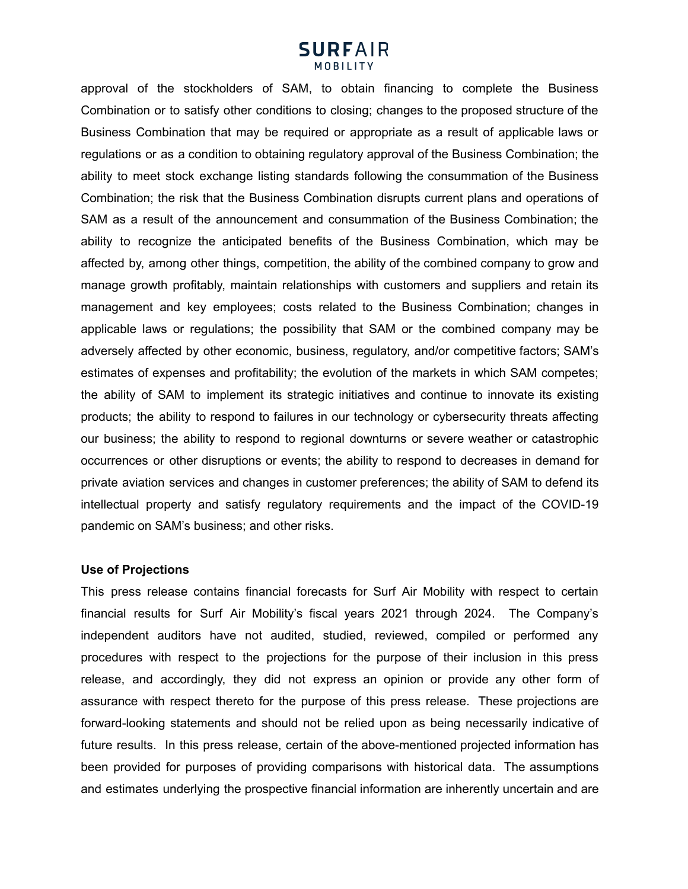approval of the stockholders of SAM, to obtain financing to complete the Business Combination or to satisfy other conditions to closing; changes to the proposed structure of the Business Combination that may be required or appropriate as a result of applicable laws or regulations or as a condition to obtaining regulatory approval of the Business Combination; the ability to meet stock exchange listing standards following the consummation of the Business Combination; the risk that the Business Combination disrupts current plans and operations of SAM as a result of the announcement and consummation of the Business Combination; the ability to recognize the anticipated benefits of the Business Combination, which may be affected by, among other things, competition, the ability of the combined company to grow and manage growth profitably, maintain relationships with customers and suppliers and retain its management and key employees; costs related to the Business Combination; changes in applicable laws or regulations; the possibility that SAM or the combined company may be adversely affected by other economic, business, regulatory, and/or competitive factors; SAM's estimates of expenses and profitability; the evolution of the markets in which SAM competes; the ability of SAM to implement its strategic initiatives and continue to innovate its existing products; the ability to respond to failures in our technology or cybersecurity threats affecting our business; the ability to respond to regional downturns or severe weather or catastrophic occurrences or other disruptions or events; the ability to respond to decreases in demand for private aviation services and changes in customer preferences; the ability of SAM to defend its intellectual property and satisfy regulatory requirements and the impact of the COVID-19 pandemic on SAM's business; and other risks.

**Use of Projections**

This press release contains financial forecasts for Surf Air Mobility with respect to certain financial results for Surf Air Mobility's fiscal years 2021 through 2024. The Company's independent auditors have not audited, studied, reviewed, compiled or performed any procedures with respect to the projections for the purpose of their inclusion in this press release, and accordingly, they did not express an opinion or provide any other form of assurance with respect thereto for the purpose of this press release. These projections are forward-looking statements and should not be relied upon as being necessarily indicative of future results. In this press release, certain of the above-mentioned projected information has been provided for purposes of providing comparisons with historical data. The assumptions and estimates underlying the prospective financial information are inherently uncertain and are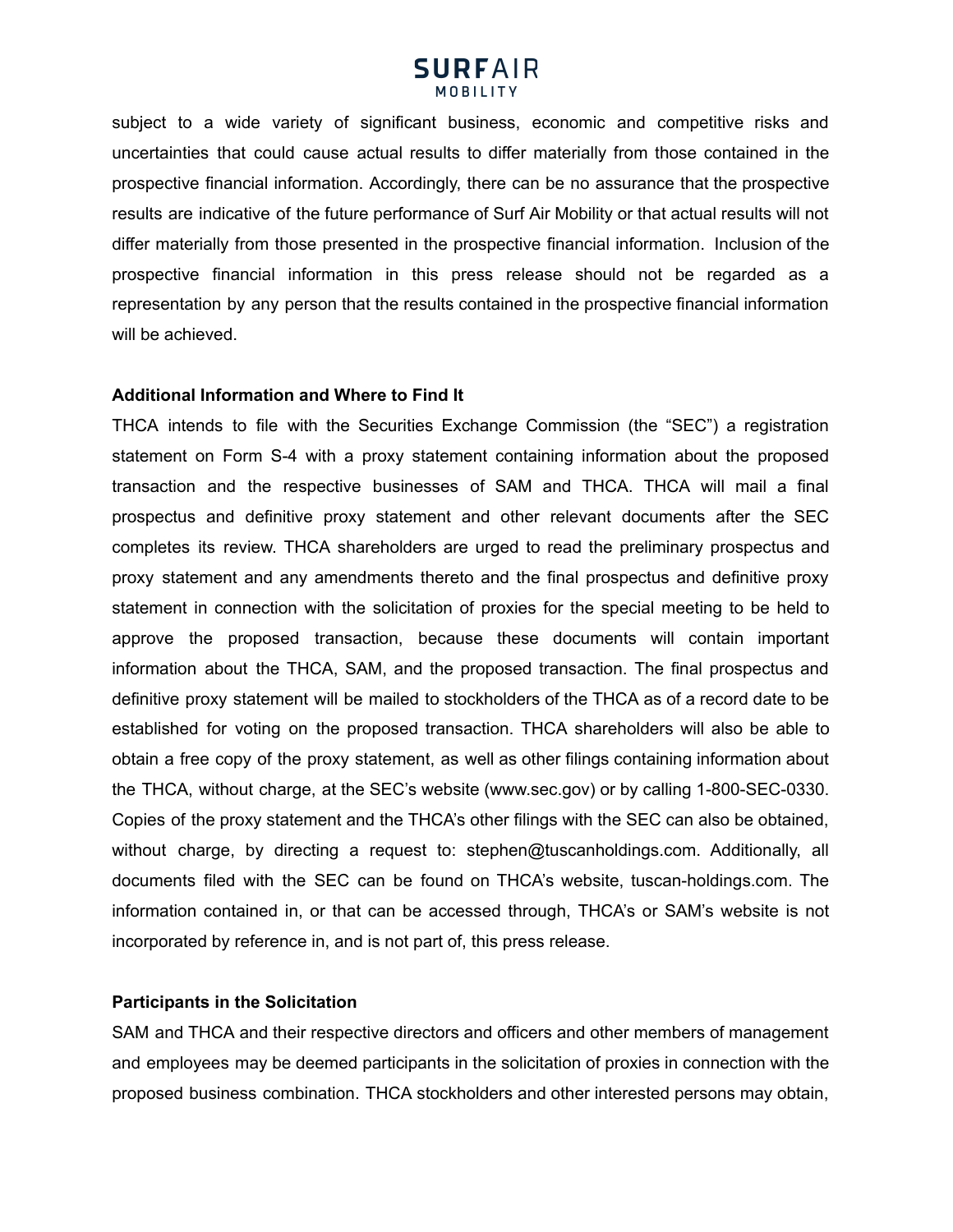subject to a wide variety of significant business, economic and competitive risks and uncertainties that could cause actual results to differ materially from those contained in the prospective financial information. Accordingly, there can be no assurance that the prospective results are indicative of the future performance of Surf Air Mobility or that actual results will not differ materially from those presented in the prospective financial information. Inclusion of the prospective financial information in this press release should not be regarded as a representation by any person that the results contained in the prospective financial information will be achieved.

**Additional Information and Where to Find It**

THCA intends to file with the Securities Exchange Commission (the "SEC") a registration statement on Form S-4 with a proxy statement containing information about the proposed transaction and the respective businesses of SAM and THCA. THCA will mail a final prospectus and definitive proxy statement and other relevant documents after the SEC completes its review. THCA shareholders are urged to read the preliminary prospectus and proxy statement and any amendments thereto and the final prospectus and definitive proxy statement in connection with the solicitation of proxies for the special meeting to be held to approve the proposed transaction, because these documents will contain important information about the THCA, SAM, and the proposed transaction. The final prospectus and definitive proxy statement will be mailed to stockholders of the THCA as of a record date to be established for voting on the proposed transaction. THCA shareholders will also be able to obtain a free copy of the proxy statement, as well as other filings containing information about the THCA, without charge, at the SEC's website (www.sec.gov) or by calling 1-800-SEC-0330. Copies of the proxy statement and the THCA's other filings with the SEC can also be obtained, without charge, by directing a request to: stephen@tuscanholdings.com. Additionally, all documents filed with the SEC can be found on THCA's website, tuscan-holdings.com. The information contained in, or that can be accessed through, THCA's or SAM's website is not incorporated by reference in, and is not part of, this press release.

**Participants in the Solicitation**

SAM and THCA and their respective directors and officers and other members of management and employees may be deemed participants in the solicitation of proxies in connection with the proposed business combination. THCA stockholders and other interested persons may obtain,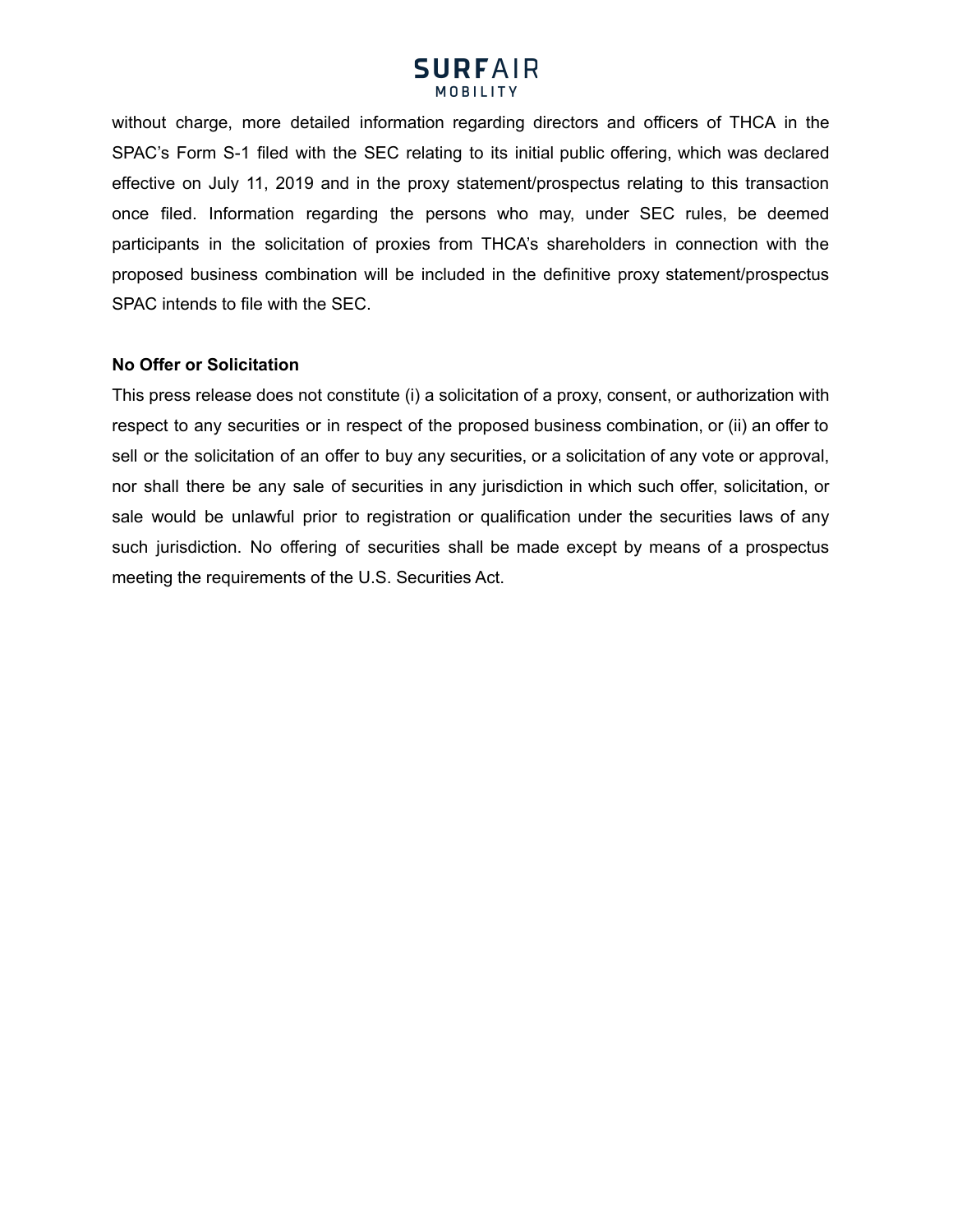without charge, more detailed information regarding directors and officers of THCA in the SPAC's Form S-1 filed with the SEC relating to its initial public offering, which was declared effective on July 11, 2019 and in the proxy statement/prospectus relating to this transaction once filed. Information regarding the persons who may, under SEC rules, be deemed participants in the solicitation of proxies from THCA's shareholders in connection with the proposed business combination will be included in the definitive proxy statement/prospectus SPAC intends to file with the SEC.

**No Offer or Solicitation**

This press release does not constitute (i) a solicitation of a proxy, consent, or authorization with respect to any securities or in respect of the proposed business combination, or (ii) an offer to sell or the solicitation of an offer to buy any securities, or a solicitation of any vote or approval, nor shall there be any sale of securities in any jurisdiction in which such offer, solicitation, or sale would be unlawful prior to registration or qualification under the securities laws of any such jurisdiction. No offering of securities shall be made except by means of a prospectus meeting the requirements of the U.S. Securities Act.